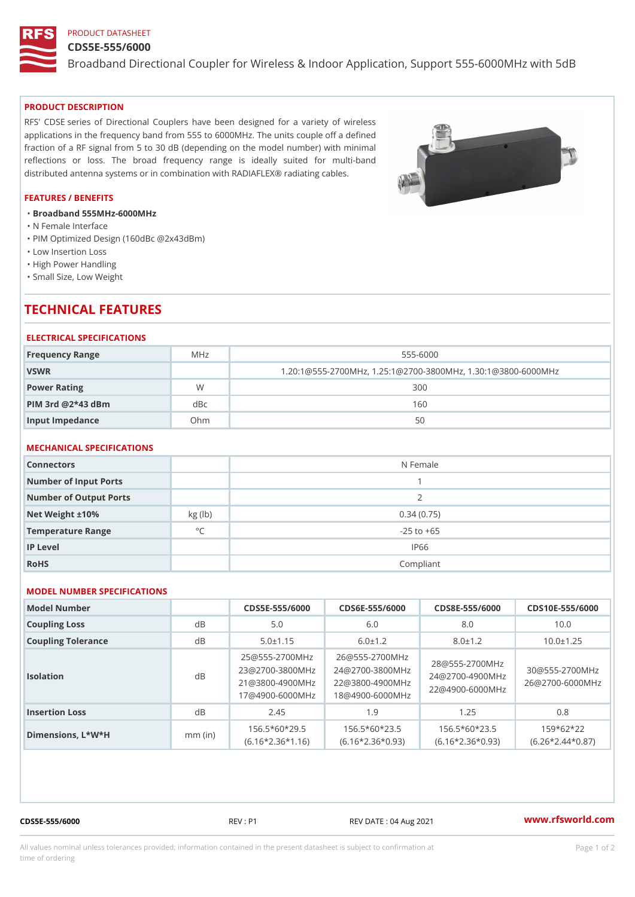PRODUCT DATASHEET

# CDS5E-555/6000

Broadband Directional Coupler for Wireless & Indoor Application, Support 555-6000MHz with 5dB

## PRODUCT DESCRIPTION

RFS' CDSE series of Directional Couplers have been designed for a variety of wireless applications in the frequency band from 555 to 6000MHz. The units couple off a defined fraction of a RF signal from 5 to 30 dB (depending on the model number) with minimal reflections or loss. The broad frequency range is ideally suited for multi-band distributed antenna systems or in combination with RADIAFLEX® radiating cables.

## FEATURES / BENEFITS

- **Broadband 555MHz-6000MHz**
- N Female Interface
- PIM Optimized Design (160dBc @2x43dBm)
- Low Insertion Loss
- High Power Handling
- Small Size, Low Weight

# TECHNICAL FEATURES

## ELECTRICAL SPECIFICATIONS

| Frequency Range | MHz | 555-6000 |
|---|---|---|
| VSWR | | 1.20:1@555-2700MHz, 1.25:1@2700-3800MHz, 1.30:1@3800-6000MHz |
| Power Rating | W | 300 |
| PIM 3rd @2*43 dBm | dBc | 160 |
| Input Impedance | Ohm | 50 |

## MECHANICAL SPECIFICATIONS

| Connectors | | N Female |
|---|---|---|
| Number of Input Ports | | 1 |
| Number of Output Ports | | 2 |
| Net Weight ±10% | kg (lb) | 0.34 (0.75) |
| Temperature Range | °C | -25 to +65 |
| IP Level | | IP66 |
| RoHS | | Compliant |

## MODEL NUMBER SPECIFICATIONS

| Model Number | | CDS5E-555/6000 | CDS6E-555/6000 | CDS8E-555/6000 | CDS10E-555/6000 |
|---|---|---|---|---|---|
| Coupling Loss | dB | 5.0 | 6.0 | 8.0 | 10.0 |
| Coupling Tolerance | dB | 5.0±1.15 | 6.0±1.2 | 8.0±1.2 | 10.0±1.25 |
| Isolation | dB | 25@555-2700MHz<br>23@2700-3800MHz<br>21@3800-4900MHz<br>17@4900-6000MHz | 26@555-2700MHz<br>24@2700-3800MHz<br>22@3800-4900MHz<br>18@4900-6000MHz | 28@555-2700MHz<br>24@2700-4900MHz<br>22@4900-6000MHz | 30@555-2700MHz<br>26@2700-6000MHz |
| Insertion Loss | dB | 2.45 | 1.9 | 1.25 | 0.8 |
| Dimensions, L*W*H | mm (in) | 156.5*60*29.5<br>(6.16*2.36*1.16) | 156.5*60*23.5<br>(6.16*2.36*0.93) | 156.5*60*23.5<br>(6.16*2.36*0.93) | 159*62*22<br>(6.26*2.44*0.87) |

CDS5E-555/6000 REV : P1 REV DATE : 04 Aug 2021 www.rfsworld.com

All values nominal unless tolerances provided; information contained in the present datasheet is subject to confirmation at time of ordering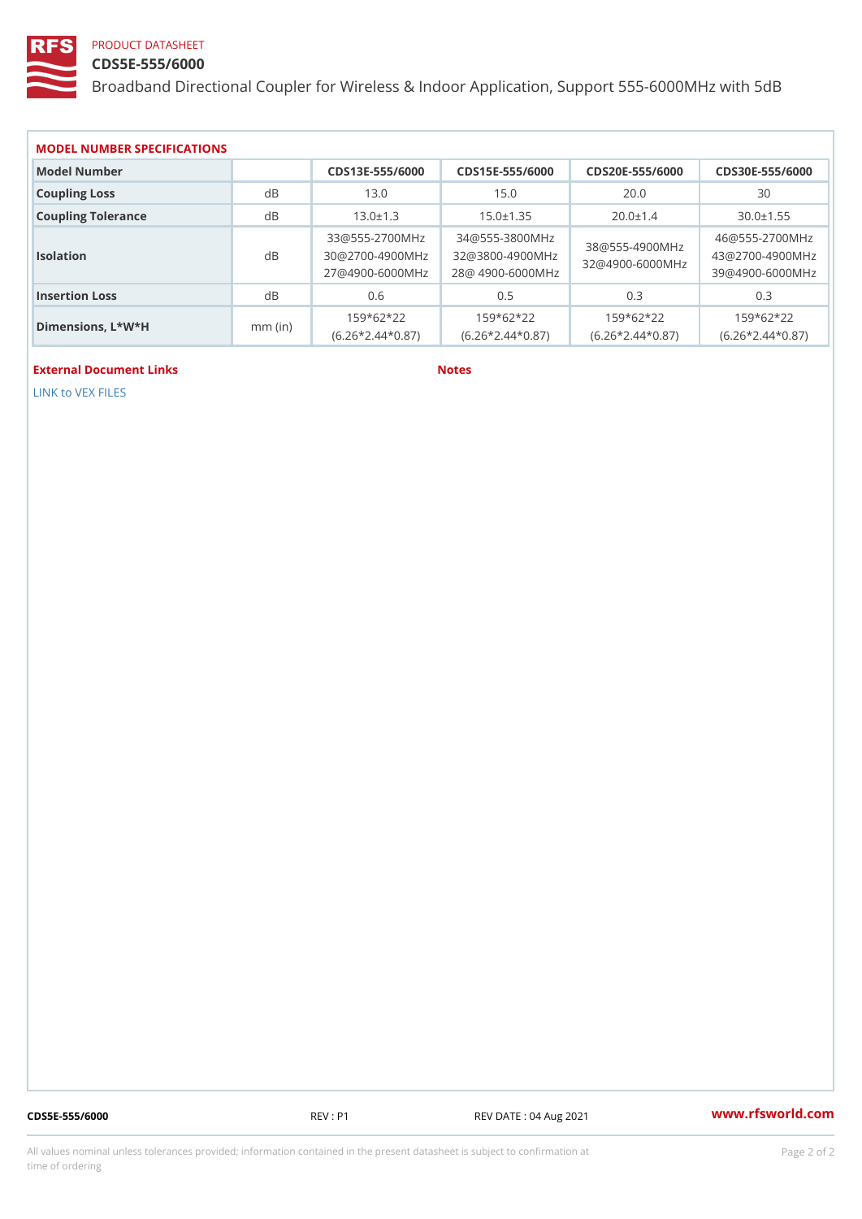PRODUCT DATASHEET

# CDS5E-555/6000

Broadband Directional Coupler for Wireless & Indoor Application, Support 555-6000MHz with 5dB

## MODEL NUMBER SPECIFICATIONS

| Model Number | | CDS13E-555/6000 | CDS15E-555/6000 | CDS20E-555/6000 | CDS30E-555/6000 |
|---|---|---|---|---|---|
| Coupling Loss | dB | 13.0 | 15.0 | 20.0 | 30 |
| Coupling Tolerance | dB | 13.0±1.3 | 15.0±1.35 | 20.0±1.4 | 30.0±1.55 |
| Isolation | dB | 33@555-2700MHz 30@2700-4900MHz 27@4900-6000MHz | 34@555-3800MHz 32@3800-4900MHz 28@ 4900-6000MHz | 38@555-4900MHz 32@4900-6000MHz | 46@555-2700MHz 43@2700-4900MHz 39@4900-6000MHz |
| Insertion Loss | dB | 0.6 | 0.5 | 0.3 | 0.3 |
| Dimensions, L*W*H | mm (in) | 159*62*22 (6.26*2.44*0.87) | 159*62*22 (6.26*2.44*0.87) | 159*62*22 (6.26*2.44*0.87) | 159*62*22 (6.26*2.44*0.87) |

### External Document Links

LINK to VEX FILES

### Notes

CDS5E-555/6000 REV : P1 REV DATE : 04 Aug 2021 www.rfsworld.com

All values nominal unless tolerances provided; information contained in the present datasheet is subject to confirmation at time of ordering